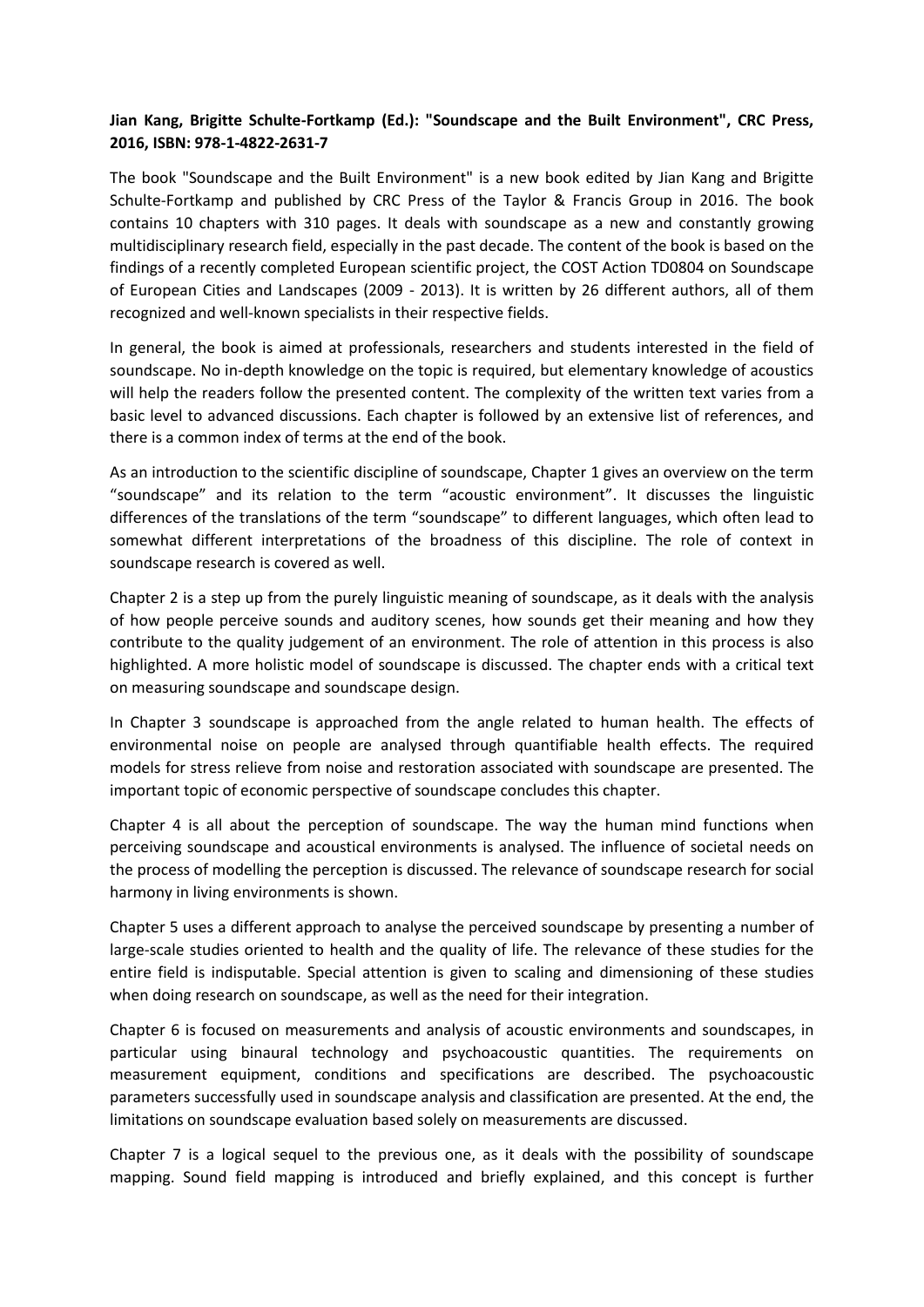**Jian Kang, Brigitte Schulte-Fortkamp (Ed.): "Soundscape and the Built Environment", CRC Press, 2016, ISBN: 978-1-4822-2631-7**

The book "Soundscape and the Built Environment" is a new book edited by Jian Kang and Brigitte Schulte-Fortkamp and published by CRC Press of the Taylor & Francis Group in 2016. The book contains 10 chapters with 310 pages. It deals with soundscape as a new and constantly growing multidisciplinary research field, especially in the past decade. The content of the book is based on the findings of a recently completed European scientific project, the COST Action TD0804 on Soundscape of European Cities and Landscapes (2009 - 2013). It is written by 26 different authors, all of them recognized and well-known specialists in their respective fields.

In general, the book is aimed at professionals, researchers and students interested in the field of soundscape. No in-depth knowledge on the topic is required, but elementary knowledge of acoustics will help the readers follow the presented content. The complexity of the written text varies from a basic level to advanced discussions. Each chapter is followed by an extensive list of references, and there is a common index of terms at the end of the book.

As an introduction to the scientific discipline of soundscape, Chapter 1 gives an overview on the term "soundscape" and its relation to the term "acoustic environment". It discusses the linguistic differences of the translations of the term "soundscape" to different languages, which often lead to somewhat different interpretations of the broadness of this discipline. The role of context in soundscape research is covered as well.

Chapter 2 is a step up from the purely linguistic meaning of soundscape, as it deals with the analysis of how people perceive sounds and auditory scenes, how sounds get their meaning and how they contribute to the quality judgement of an environment. The role of attention in this process is also highlighted. A more holistic model of soundscape is discussed. The chapter ends with a critical text on measuring soundscape and soundscape design.

In Chapter 3 soundscape is approached from the angle related to human health. The effects of environmental noise on people are analysed through quantifiable health effects. The required models for stress relieve from noise and restoration associated with soundscape are presented. The important topic of economic perspective of soundscape concludes this chapter.

Chapter 4 is all about the perception of soundscape. The way the human mind functions when perceiving soundscape and acoustical environments is analysed. The influence of societal needs on the process of modelling the perception is discussed. The relevance of soundscape research for social harmony in living environments is shown.

Chapter 5 uses a different approach to analyse the perceived soundscape by presenting a number of large-scale studies oriented to health and the quality of life. The relevance of these studies for the entire field is indisputable. Special attention is given to scaling and dimensioning of these studies when doing research on soundscape, as well as the need for their integration.

Chapter 6 is focused on measurements and analysis of acoustic environments and soundscapes, in particular using binaural technology and psychoacoustic quantities. The requirements on measurement equipment, conditions and specifications are described. The psychoacoustic parameters successfully used in soundscape analysis and classification are presented. At the end, the limitations on soundscape evaluation based solely on measurements are discussed.

Chapter 7 is a logical sequel to the previous one, as it deals with the possibility of soundscape mapping. Sound field mapping is introduced and briefly explained, and this concept is further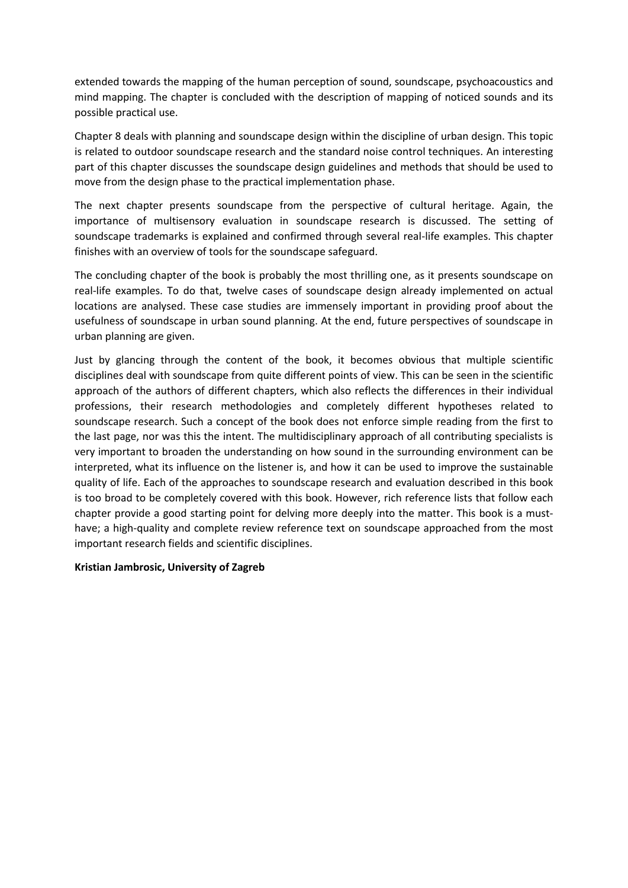extended towards the mapping of the human perception of sound, soundscape, psychoacoustics and mind mapping. The chapter is concluded with the description of mapping of noticed sounds and its possible practical use.

Chapter 8 deals with planning and soundscape design within the discipline of urban design. This topic is related to outdoor soundscape research and the standard noise control techniques. An interesting part of this chapter discusses the soundscape design guidelines and methods that should be used to move from the design phase to the practical implementation phase.

The next chapter presents soundscape from the perspective of cultural heritage. Again, the importance of multisensory evaluation in soundscape research is discussed. The setting of soundscape trademarks is explained and confirmed through several real-life examples. This chapter finishes with an overview of tools for the soundscape safeguard.

The concluding chapter of the book is probably the most thrilling one, as it presents soundscape on real-life examples. To do that, twelve cases of soundscape design already implemented on actual locations are analysed. These case studies are immensely important in providing proof about the usefulness of soundscape in urban sound planning. At the end, future perspectives of soundscape in urban planning are given.

Just by glancing through the content of the book, it becomes obvious that multiple scientific disciplines deal with soundscape from quite different points of view. This can be seen in the scientific approach of the authors of different chapters, which also reflects the differences in their individual professions, their research methodologies and completely different hypotheses related to soundscape research. Such a concept of the book does not enforce simple reading from the first to the last page, nor was this the intent. The multidisciplinary approach of all contributing specialists is very important to broaden the understanding on how sound in the surrounding environment can be interpreted, what its influence on the listener is, and how it can be used to improve the sustainable quality of life. Each of the approaches to soundscape research and evaluation described in this book is too broad to be completely covered with this book. However, rich reference lists that follow each chapter provide a good starting point for delving more deeply into the matter. This book is a must-have; a high-quality and complete review reference text on soundscape approached from the most important research fields and scientific disciplines.

**Kristian Jambrosic, University of Zagreb**